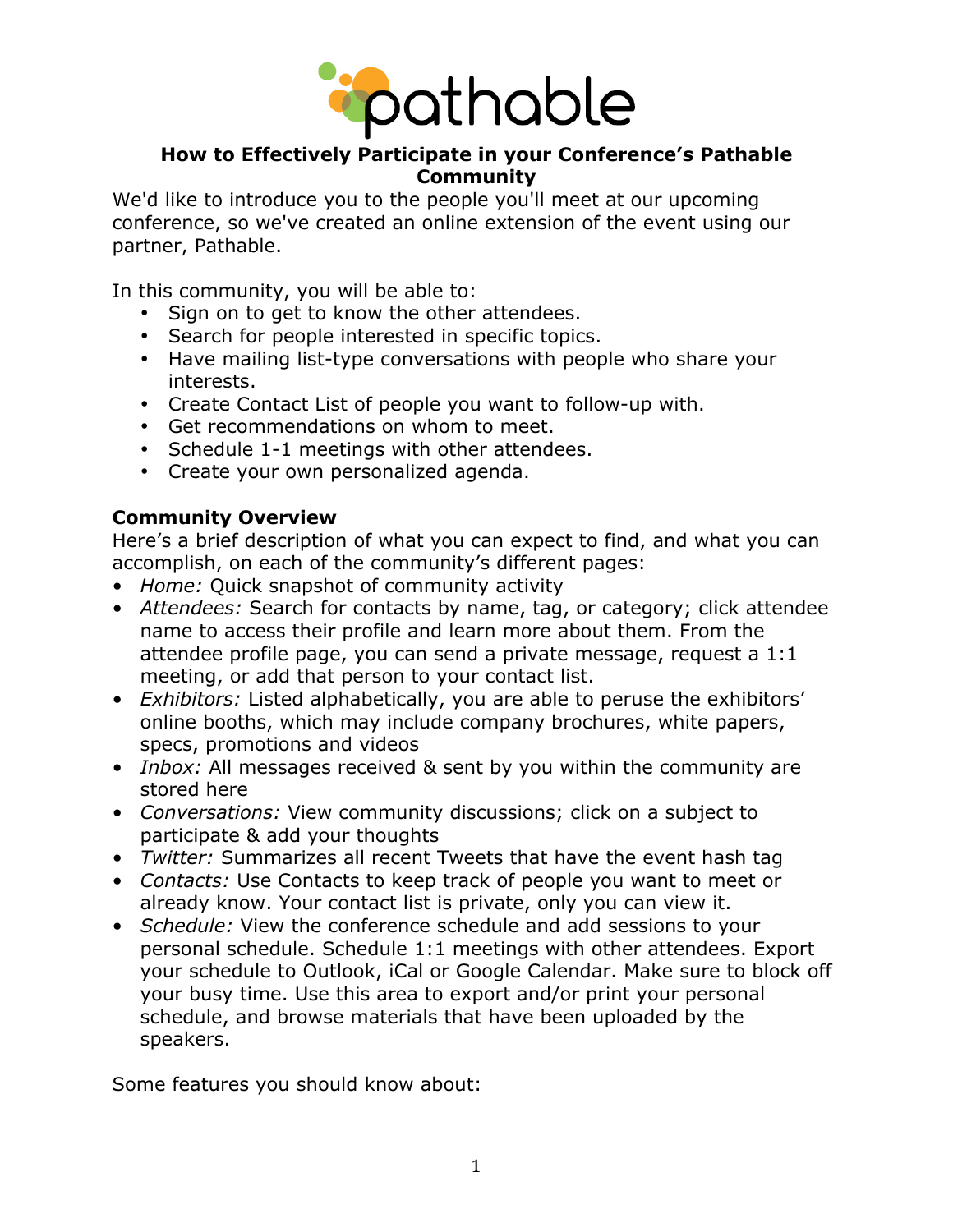# How to Effectively Participate in your Conference's Pathable Community

We'd like to introduce you to the people you'll meet at our upcoming conference, so we've created an online extension of the event using our partner, Pathable.

In this community, you will be able to:

- Sign on to get to know the other attendees.
- Search for people interested in specific topics.
- Have mailing list-type conversations with people who share your interests.
- Create Contact List of people you want to follow-up with.
- Get recommendations on whom to meet.
- Schedule 1-1 meetings with other attendees.
- Create your own personalized agenda.

## Community Overview

Here's a brief description of what you can expect to find, and what you can accomplish, on each of the community's different pages:

- *Home:* Quick snapshot of community activity
- *Attendees:* Search for contacts by name, tag, or category; click attendee name to access their profile and learn more about them. From the attendee profile page, you can send a private message, request a 1:1 meeting, or add that person to your contact list.
- *Exhibitors:* Listed alphabetically, you are able to peruse the exhibitors' online booths, which may include company brochures, white papers, specs, promotions and videos
- *Inbox:* All messages received & sent by you within the community are stored here
- *Conversations:* View community discussions; click on a subject to participate & add your thoughts
- *Twitter:* Summarizes all recent Tweets that have the event hash tag
- *Contacts:* Use Contacts to keep track of people you want to meet or already know. Your contact list is private, only you can view it.
- *Schedule:* View the conference schedule and add sessions to your personal schedule. Schedule 1:1 meetings with other attendees. Export your schedule to Outlook, iCal or Google Calendar. Make sure to block off your busy time. Use this area to export and/or print your personal schedule, and browse materials that have been uploaded by the speakers.

Some features you should know about: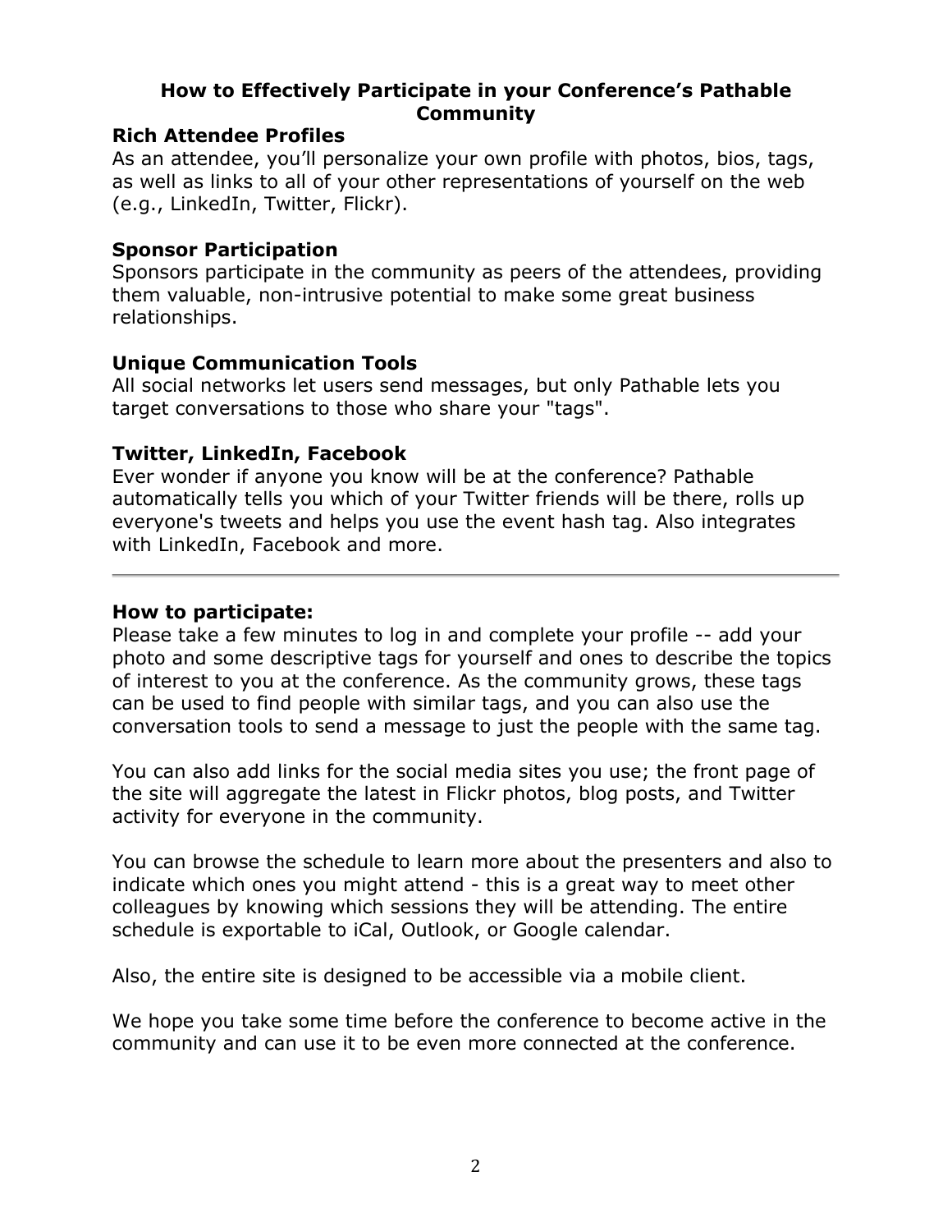# How to Effectively Participate in your Conference's Pathable Community

## Rich Attendee Profiles

As an attendee, you'll personalize your own profile with photos, bios, tags, as well as links to all of your other representations of yourself on the web (e.g., LinkedIn, Twitter, Flickr).

## Sponsor Participation

Sponsors participate in the community as peers of the attendees, providing them valuable, non-intrusive potential to make some great business relationships.

## Unique Communication Tools

All social networks let users send messages, but only Pathable lets you target conversations to those who share your "tags".

## Twitter, LinkedIn, Facebook

Ever wonder if anyone you know will be at the conference? Pathable automatically tells you which of your Twitter friends will be there, rolls up everyone's tweets and helps you use the event hash tag. Also integrates with LinkedIn, Facebook and more.

---

## How to participate:

Please take a few minutes to log in and complete your profile -- add your photo and some descriptive tags for yourself and ones to describe the topics of interest to you at the conference. As the community grows, these tags can be used to find people with similar tags, and you can also use the conversation tools to send a message to just the people with the same tag.

You can also add links for the social media sites you use; the front page of the site will aggregate the latest in Flickr photos, blog posts, and Twitter activity for everyone in the community.

You can browse the schedule to learn more about the presenters and also to indicate which ones you might attend - this is a great way to meet other colleagues by knowing which sessions they will be attending. The entire schedule is exportable to iCal, Outlook, or Google calendar.

Also, the entire site is designed to be accessible via a mobile client.

We hope you take some time before the conference to become active in the community and can use it to be even more connected at the conference.